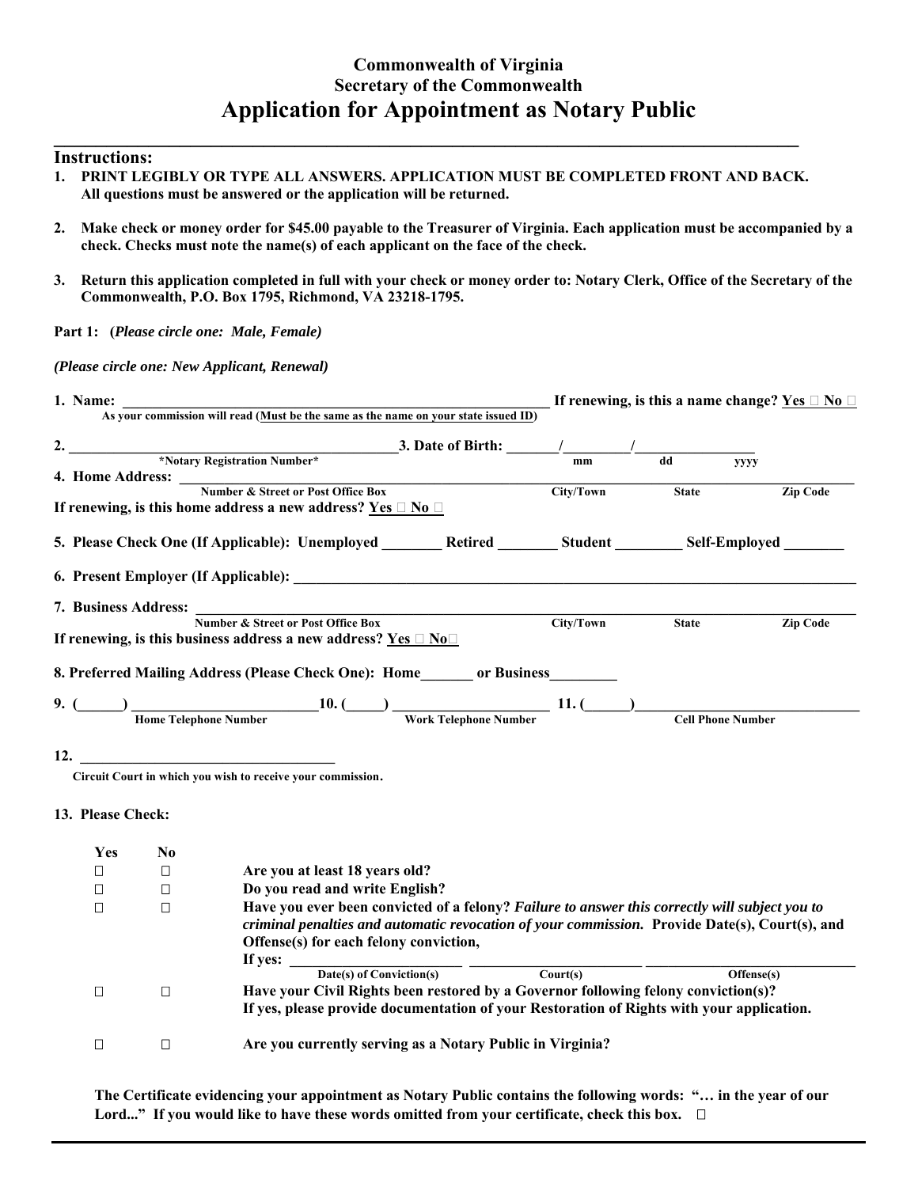**Commonwealth of Virginia**
**Secretary of the Commonwealth**

# Application for Appointment as Notary Public

## Instructions:

1. **PRINT LEGIBLY OR TYPE ALL ANSWERS. APPLICATION MUST BE COMPLETED FRONT AND BACK. All questions must be answered or the application will be returned.**

2. **Make check or money order for $45.00 payable to the Treasurer of Virginia. Each application must be accompanied by a check. Checks must note the name(s) of each applicant on the face of the check.**

3. **Return this application completed in full with your check or money order to: Notary Clerk, Office of the Secretary of the Commonwealth, P.O. Box 1795, Richmond, VA 23218-1795.**

**Part 1:** ***(Please circle one: Male, Female)***

***(Please circle one: New Applicant, Renewal)***

**1. Name:** ______________________________ **If renewing, is this a name change? Yes ☐ No ☐**
As your commission will read (Must be the same as the name on your state issued ID)

**2.** ______________________________ **3. Date of Birth:** _____/_____/_____
\*Notary Registration Number\* mm dd yyyy

**4. Home Address:** ______________________________
Number & Street or Post Office Box | City/Town | State | Zip Code

**If renewing, is this home address a new address? Yes ☐ No ☐**

**5. Please Check One (If Applicable): Unemployed ________ Retired ________ Student ________ Self-Employed ________**

**6. Present Employer (If Applicable):** ______________________________

**7. Business Address:** ______________________________
Number & Street or Post Office Box | City/Town | State | Zip Code

**If renewing, is this business address a new address? Yes ☐ No☐**

**8. Preferred Mailing Address (Please Check One): Home_______ or Business_________**

**9.** (______) ______________ **10.** (_____) ______________ **11.** (______)______________
Home Telephone Number | Work Telephone Number | Cell Phone Number

**12.** ______________________________
Circuit Court in which you wish to receive your commission.

**13. Please Check:**

| Yes | No | |
|---|---|---|
| ☐ | ☐ | **Are you at least 18 years old?** |
| ☐ | ☐ | **Do you read and write English?** |
| ☐ | ☐ | **Have you ever been convicted of a felony?** ***Failure to answer this correctly will subject you to criminal penalties and automatic revocation of your commission.*** **Provide Date(s), Court(s), and Offense(s) for each felony conviction, If yes:** ____________ Date(s) of Conviction(s) ____________ Court(s) ____________ Offense(s) |
| ☐ | ☐ | **Have your Civil Rights been restored by a Governor following felony conviction(s)? If yes, please provide documentation of your Restoration of Rights with your application.** |
| ☐ | ☐ | **Are you currently serving as a Notary Public in Virginia?** |

**The Certificate evidencing your appointment as Notary Public contains the following words: "… in the year of our Lord..." If you would like to have these words omitted from your certificate, check this box. ☐**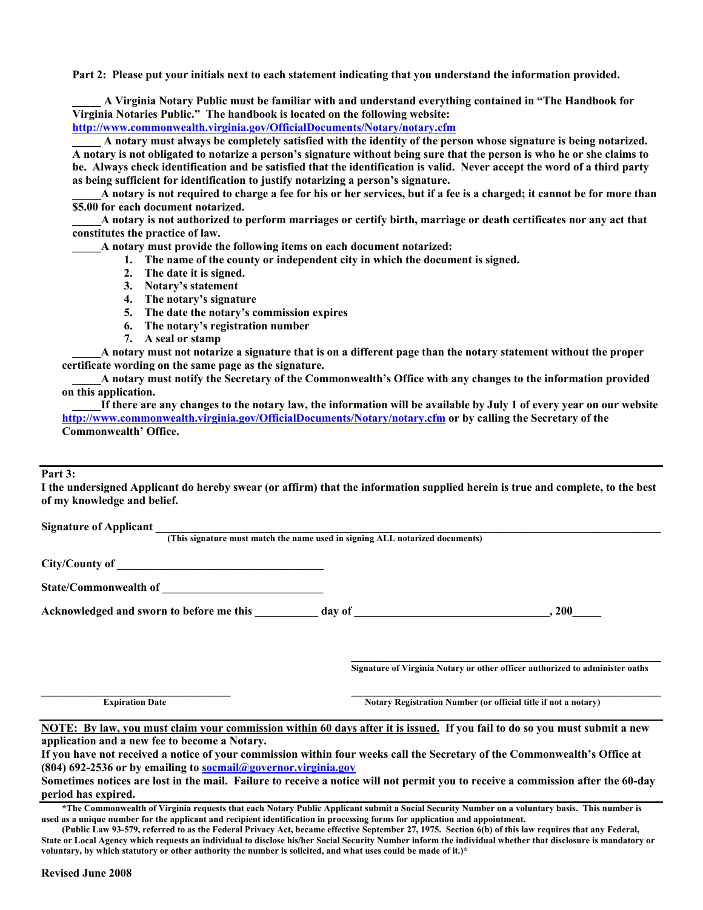**Part 2: Please put your initials next to each statement indicating that you understand the information provided.**

**_____ A Virginia Notary Public must be familiar with and understand everything contained in "The Handbook for Virginia Notaries Public." The handbook is located on the following website: [http://www.commonwealth.virginia.gov/OfficialDocuments/Notary/notary.cfm](http://www.commonwealth.virginia.gov/OfficialDocuments/Notary/notary.cfm)**

**_____ A notary must always be completely satisfied with the identity of the person whose signature is being notarized. A notary is not obligated to notarize a person's signature without being sure that the person is who he or she claims to be. Always check identification and be satisfied that the identification is valid. Never accept the word of a third party as being sufficient for identification to justify notarizing a person's signature.**

**_____A notary is not required to charge a fee for his or her services, but if a fee is a charged; it cannot be for more than $5.00 for each document notarized.**

**_____A notary is not authorized to perform marriages or certify birth, marriage or death certificates nor any act that constitutes the practice of law.**

**_____A notary must provide the following items on each document notarized:**

1. **The name of the county or independent city in which the document is signed.**
2. **The date it is signed.**
3. **Notary's statement**
4. **The notary's signature**
5. **The date the notary's commission expires**
6. **The notary's registration number**
7. **A seal or stamp**

**_____A notary must not notarize a signature that is on a different page than the notary statement without the proper certificate wording on the same page as the signature.**

**_____A notary must notify the Secretary of the Commonwealth's Office with any changes to the information provided on this application.**

**_____If there are any changes to the notary law, the information will be available by July 1 of every year on our website [http://www.commonwealth.virginia.gov/OfficialDocuments/Notary/notary.cfm](http://www.commonwealth.virginia.gov/OfficialDocuments/Notary/notary.cfm) or by calling the Secretary of the Commonwealth' Office.**

---

**Part 3:**

**I the undersigned Applicant do hereby swear (or affirm) that the information supplied herein is true and complete, to the best of my knowledge and belief.**

**Signature of Applicant** ______________________________________________

**(This signature must match the name used in signing ALL notarized documents)**

**City/County of** ___________________________________

**State/Commonwealth of** ____________________________

**Acknowledged and sworn to before me this** __________ **day of** ________________________________**, 200**_____

_______________________________________________

**Signature of Virginia Notary or other officer authorized to administer oaths**

___________________________________

**Expiration Date**

_______________________________________________

**Notary Registration Number (or official title if not a notary)**

---

**<u>NOTE: By law, you must claim your commission within 60 days after it is issued.</u> If you fail to do so you must submit a new application and a new fee to become a Notary.**

**If you have not received a notice of your commission within four weeks call the Secretary of the Commonwealth's Office at (804) 692-2536 or by emailing to [socmail@governor.virginia.gov](mailto:socmail@governor.virginia.gov)**

**Sometimes notices are lost in the mail. Failure to receive a notice will not permit you to receive a commission after the 60-day period has expired.**

---

**\*The Commonwealth of Virginia requests that each Notary Public Applicant submit a Social Security Number on a voluntary basis. This number is used as a unique number for the applicant and recipient identification in processing forms for application and appointment.**

**(Public Law 93-579, referred to as the Federal Privacy Act, became effective September 27, 1975. Section 6(b) of this law requires that any Federal, State or Local Agency which requests an individual to disclose his/her Social Security Number inform the individual whether that disclosure is mandatory or voluntary, by which statutory or other authority the number is solicited, and what uses could be made of it.)\***

**Revised June 2008**